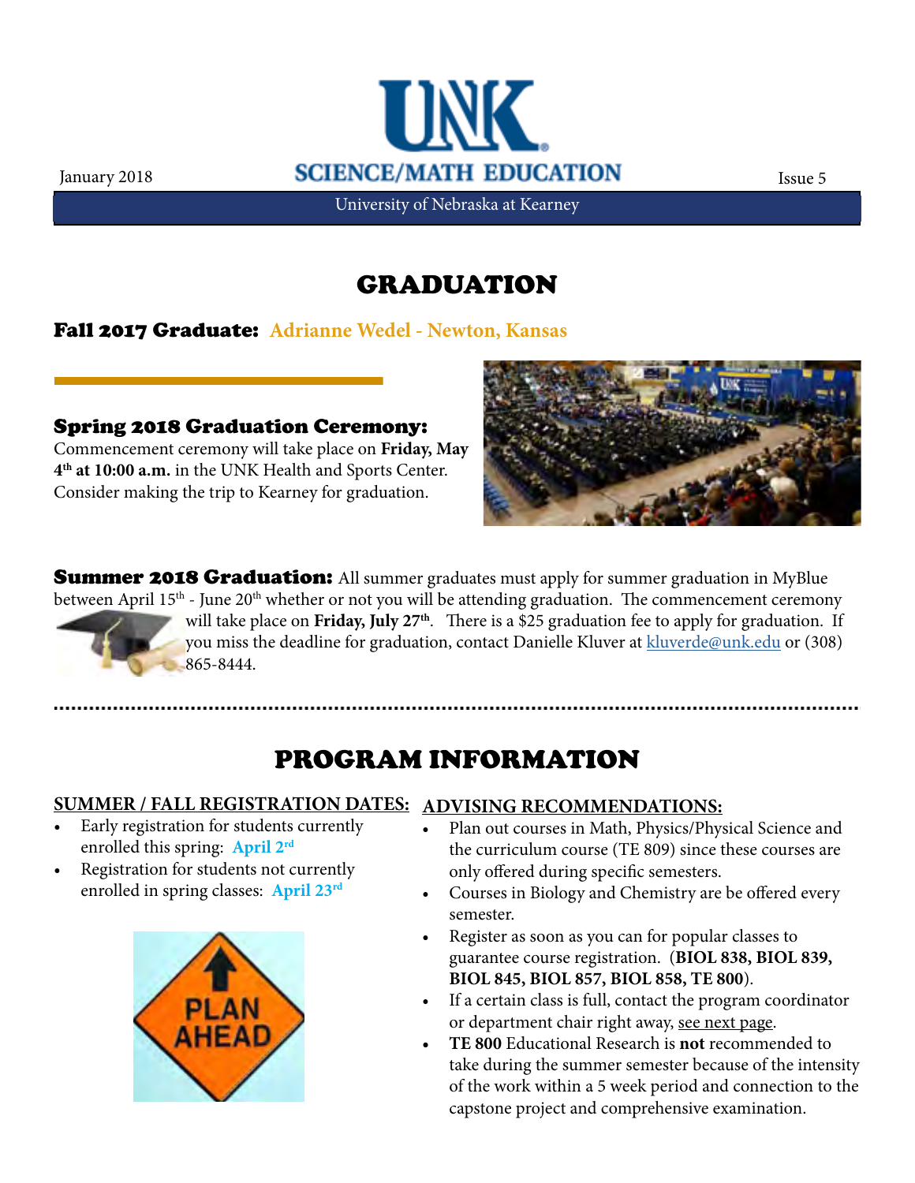January 2018

# UNK SCIENCE/MATH EDUCATION

Issue 5

University of Nebraska at Kearney

## GRADUATION

**Fall 2017 Graduate:** **Adrianne Wedel - Newton, Kansas**

### Spring 2018 Graduation Ceremony:

Commencement ceremony will take place on **Friday, May 4th at 10:00 a.m.** in the UNK Health and Sports Center. Consider making the trip to Kearney for graduation.

**Summer 2018 Graduation:** All summer graduates must apply for summer graduation in MyBlue between April 15th - June 20th whether or not you will be attending graduation. The commencement ceremony will take place on **Friday, July 27th**. There is a $25 graduation fee to apply for graduation. If you miss the deadline for graduation, contact Danielle Kluver at kluverde@unk.edu or (308) 865-8444.

## PROGRAM INFORMATION

**SUMMER / FALL REGISTRATION DATES:**

- Early registration for students currently enrolled this spring: **April 2rd**
- Registration for students not currently enrolled in spring classes: **April 23rd**

**ADVISING RECOMMENDATIONS:**

- Plan out courses in Math, Physics/Physical Science and the curriculum course (TE 809) since these courses are only offered during specific semesters.
- Courses in Biology and Chemistry are be offered every semester.
- Register as soon as you can for popular classes to guarantee course registration. (**BIOL 838, BIOL 839, BIOL 845, BIOL 857, BIOL 858, TE 800**).
- If a certain class is full, contact the program coordinator or department chair right away, see next page.
- **TE 800** Educational Research is **not** recommended to take during the summer semester because of the intensity of the work within a 5 week period and connection to the capstone project and comprehensive examination.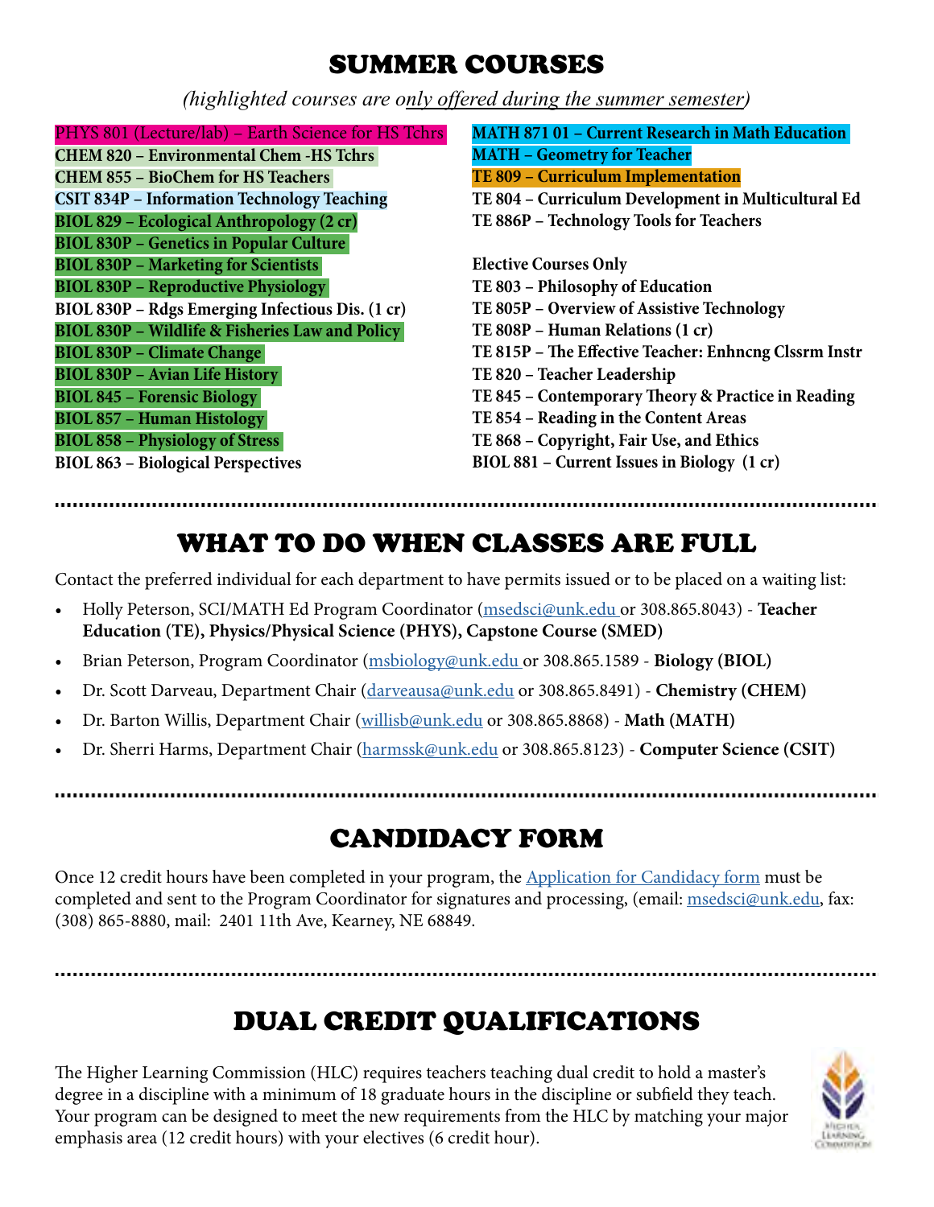# SUMMER COURSES

*(highlighted courses are only offered during the summer semester)*

**PHYS 801 (Lecture/lab) – Earth Science for HS Tchrs**
**CHEM 820 – Environmental Chem -HS Tchrs**
**CHEM 855 – BioChem for HS Teachers**
**CSIT 834P – Information Technology Teaching**
**BIOL 829 – Ecological Anthropology (2 cr)**
**BIOL 830P – Genetics in Popular Culture**
**BIOL 830P – Marketing for Scientists**
**BIOL 830P – Reproductive Physiology**
**BIOL 830P – Rdgs Emerging Infectious Dis. (1 cr)**
**BIOL 830P – Wildlife & Fisheries Law and Policy**
**BIOL 830P – Climate Change**
**BIOL 830P – Avian Life History**
**BIOL 845 – Forensic Biology**
**BIOL 857 – Human Histology**
**BIOL 858 – Physiology of Stress**
**BIOL 863 – Biological Perspectives**

**MATH 871 01 – Current Research in Math Education**
**MATH – Geometry for Teacher**
**TE 809 – Curriculum Implementation**
**TE 804 – Curriculum Development in Multicultural Ed**
**TE 886P – Technology Tools for Teachers**

**Elective Courses Only**
**TE 803 – Philosophy of Education**
**TE 805P – Overview of Assistive Technology**
**TE 808P – Human Relations (1 cr)**
**TE 815P – The Effective Teacher: Enhncng Clssrm Instr**
**TE 820 – Teacher Leadership**
**TE 845 – Contemporary Theory & Practice in Reading**
**TE 854 – Reading in the Content Areas**
**TE 868 – Copyright, Fair Use, and Ethics**
**BIOL 881 – Current Issues in Biology (1 cr)**

# WHAT TO DO WHEN CLASSES ARE FULL

Contact the preferred individual for each department to have permits issued or to be placed on a waiting list:

- Holly Peterson, SCI/MATH Ed Program Coordinator (msedsci@unk.edu or 308.865.8043) - **Teacher Education (TE), Physics/Physical Science (PHYS), Capstone Course (SMED)**
- Brian Peterson, Program Coordinator (msbiology@unk.edu or 308.865.1589 - **Biology (BIOL)**
- Dr. Scott Darveau, Department Chair (darveausa@unk.edu or 308.865.8491) - **Chemistry (CHEM)**
- Dr. Barton Willis, Department Chair (willisb@unk.edu or 308.865.8868) - **Math (MATH)**
- Dr. Sherri Harms, Department Chair (harmssk@unk.edu or 308.865.8123) - **Computer Science (CSIT)**

# CANDIDACY FORM

Once 12 credit hours have been completed in your program, the Application for Candidacy form must be completed and sent to the Program Coordinator for signatures and processing, (email: msedsci@unk.edu, fax: (308) 865-8880, mail: 2401 11th Ave, Kearney, NE 68849.

# DUAL CREDIT QUALIFICATIONS

The Higher Learning Commission (HLC) requires teachers teaching dual credit to hold a master's degree in a discipline with a minimum of 18 graduate hours in the discipline or subfield they teach. Your program can be designed to meet the new requirements from the HLC by matching your major emphasis area (12 credit hours) with your electives (6 credit hour).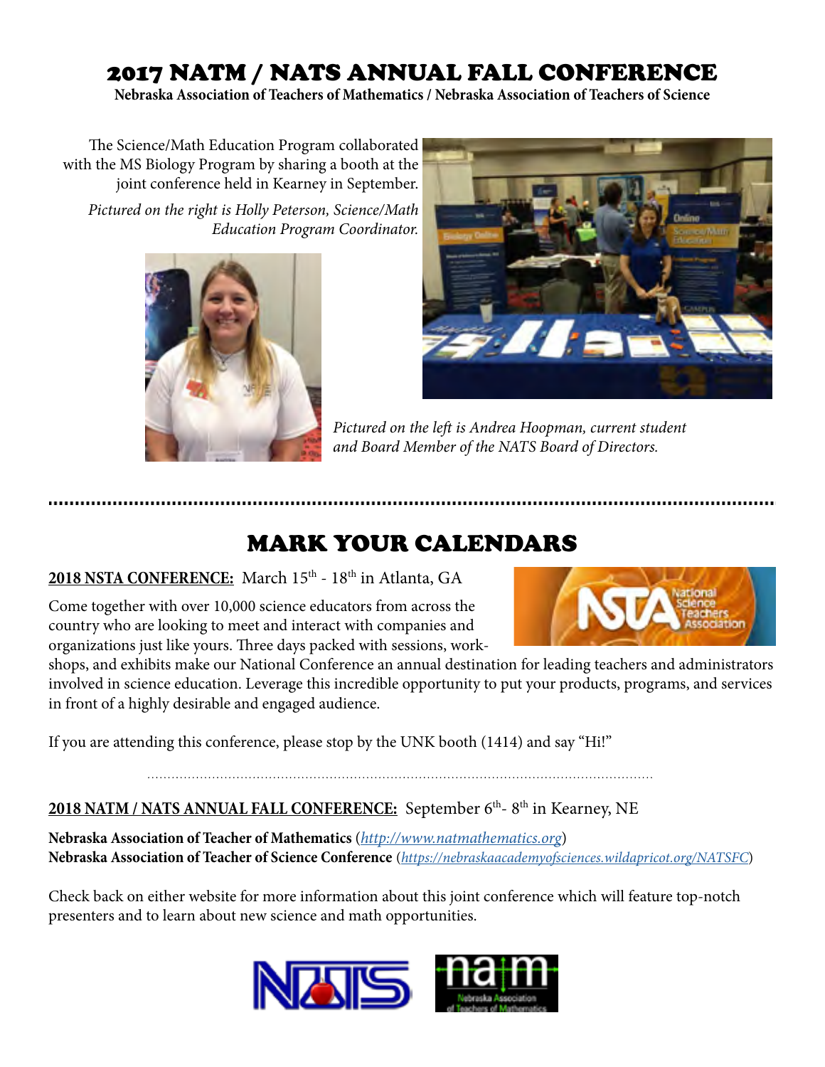# 2017 NATM / NATS ANNUAL FALL CONFERENCE

**Nebraska Association of Teachers of Mathematics / Nebraska Association of Teachers of Science**

The Science/Math Education Program collaborated with the MS Biology Program by sharing a booth at the joint conference held in Kearney in September.

*Pictured on the right is Holly Peterson, Science/Math Education Program Coordinator.*

*Pictured on the left is Andrea Hoopman, current student and Board Member of the NATS Board of Directors.*

---

# MARK YOUR CALENDARS

**2018 NSTA CONFERENCE:** March 15th - 18th in Atlanta, GA

Come together with over 10,000 science educators from across the country who are looking to meet and interact with companies and organizations just like yours. Three days packed with sessions, workshops, and exhibits make our National Conference an annual destination for leading teachers and administrators involved in science education. Leverage this incredible opportunity to put your products, programs, and services in front of a highly desirable and engaged audience.

If you are attending this conference, please stop by the UNK booth (1414) and say "Hi!"

---

**2018 NATM / NATS ANNUAL FALL CONFERENCE:** September 6th- 8th in Kearney, NE

**Nebraska Association of Teacher of Mathematics** (*http://www.natmathematics.org*)
**Nebraska Association of Teacher of Science Conference** (*https://nebraskaacademyofsciences.wildapricot.org/NATSFC*)

Check back on either website for more information about this joint conference which will feature top-notch presenters and to learn about new science and math opportunities.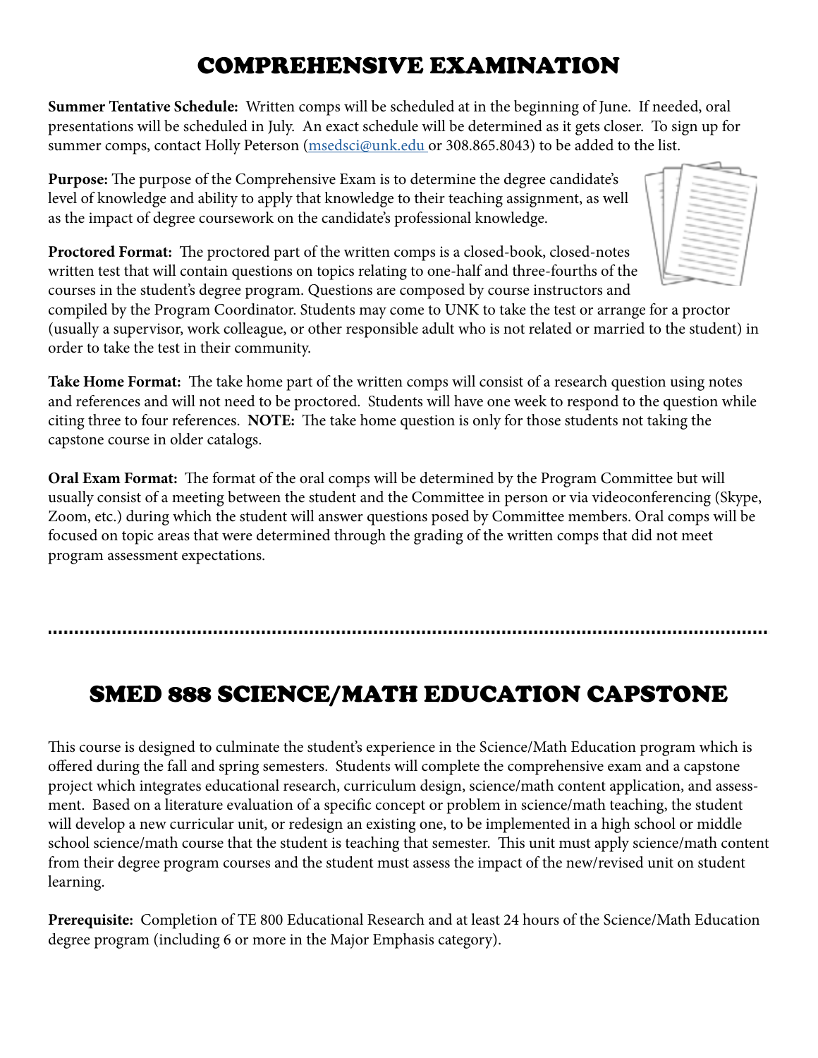# COMPREHENSIVE EXAMINATION

**Summer Tentative Schedule:** Written comps will be scheduled at in the beginning of June. If needed, oral presentations will be scheduled in July. An exact schedule will be determined as it gets closer. To sign up for summer comps, contact Holly Peterson ([msedsci@unk.edu](mailto:msedsci@unk.edu) or 308.865.8043) to be added to the list.

**Purpose:** The purpose of the Comprehensive Exam is to determine the degree candidate's level of knowledge and ability to apply that knowledge to their teaching assignment, as well as the impact of degree coursework on the candidate's professional knowledge.

**Proctored Format:** The proctored part of the written comps is a closed-book, closed-notes written test that will contain questions on topics relating to one-half and three-fourths of the courses in the student's degree program. Questions are composed by course instructors and compiled by the Program Coordinator. Students may come to UNK to take the test or arrange for a proctor (usually a supervisor, work colleague, or other responsible adult who is not related or married to the student) in order to take the test in their community.

**Take Home Format:** The take home part of the written comps will consist of a research question using notes and references and will not need to be proctored. Students will have one week to respond to the question while citing three to four references. **NOTE:** The take home question is only for those students not taking the capstone course in older catalogs.

**Oral Exam Format:** The format of the oral comps will be determined by the Program Committee but will usually consist of a meeting between the student and the Committee in person or via videoconferencing (Skype, Zoom, etc.) during which the student will answer questions posed by Committee members. Oral comps will be focused on topic areas that were determined through the grading of the written comps that did not meet program assessment expectations.

# SMED 888 SCIENCE/MATH EDUCATION CAPSTONE

This course is designed to culminate the student's experience in the Science/Math Education program which is offered during the fall and spring semesters. Students will complete the comprehensive exam and a capstone project which integrates educational research, curriculum design, science/math content application, and assessment. Based on a literature evaluation of a specific concept or problem in science/math teaching, the student will develop a new curricular unit, or redesign an existing one, to be implemented in a high school or middle school science/math course that the student is teaching that semester. This unit must apply science/math content from their degree program courses and the student must assess the impact of the new/revised unit on student learning.

**Prerequisite:** Completion of TE 800 Educational Research and at least 24 hours of the Science/Math Education degree program (including 6 or more in the Major Emphasis category).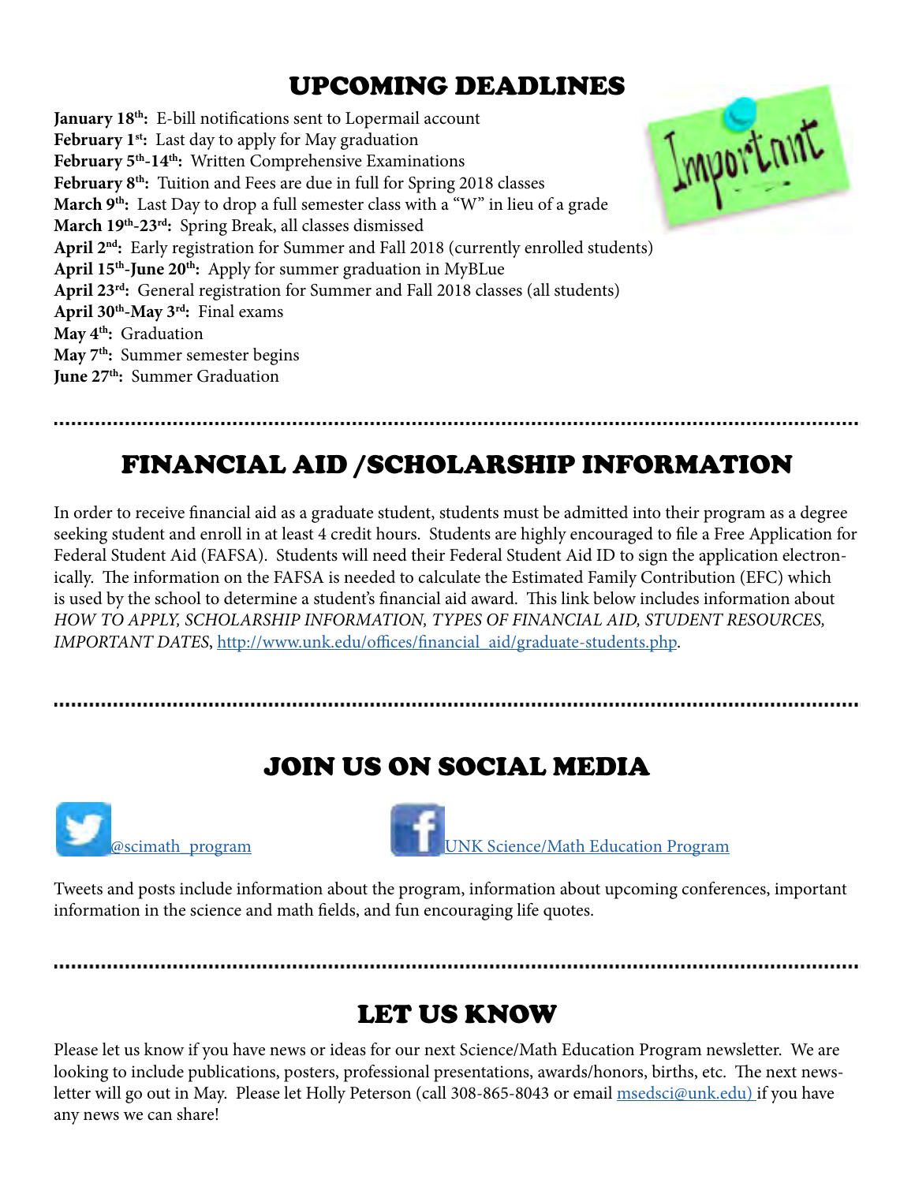# UPCOMING DEADLINES

**January 18th:** E-bill notifications sent to Lopermail account
**February 1st:** Last day to apply for May graduation
**February 5th-14th:** Written Comprehensive Examinations
**February 8th:** Tuition and Fees are due in full for Spring 2018 classes
**March 9th:** Last Day to drop a full semester class with a "W" in lieu of a grade
**March 19th-23rd:** Spring Break, all classes dismissed
**April 2nd:** Early registration for Summer and Fall 2018 (currently enrolled students)
**April 15th-June 20th:** Apply for summer graduation in MyBLue
**April 23rd:** General registration for Summer and Fall 2018 classes (all students)
**April 30th-May 3rd:** Final exams
**May 4th:** Graduation
**May 7th:** Summer semester begins
**June 27th:** Summer Graduation

# FINANCIAL AID /SCHOLARSHIP INFORMATION

In order to receive financial aid as a graduate student, students must be admitted into their program as a degree seeking student and enroll in at least 4 credit hours. Students are highly encouraged to file a Free Application for Federal Student Aid (FAFSA). Students will need their Federal Student Aid ID to sign the application electronically. The information on the FAFSA is needed to calculate the Estimated Family Contribution (EFC) which is used by the school to determine a student's financial aid award. This link below includes information about *HOW TO APPLY, SCHOLARSHIP INFORMATION, TYPES OF FINANCIAL AID, STUDENT RESOURCES, IMPORTANT DATES*, http://www.unk.edu/offices/financial_aid/graduate-students.php.

# JOIN US ON SOCIAL MEDIA

@scimath_program

UNK Science/Math Education Program

Tweets and posts include information about the program, information about upcoming conferences, important information in the science and math fields, and fun encouraging life quotes.

# LET US KNOW

Please let us know if you have news or ideas for our next Science/Math Education Program newsletter. We are looking to include publications, posters, professional presentations, awards/honors, births, etc. The next newsletter will go out in May. Please let Holly Peterson (call 308-865-8043 or email msedsci@unk.edu) if you have any news we can share!